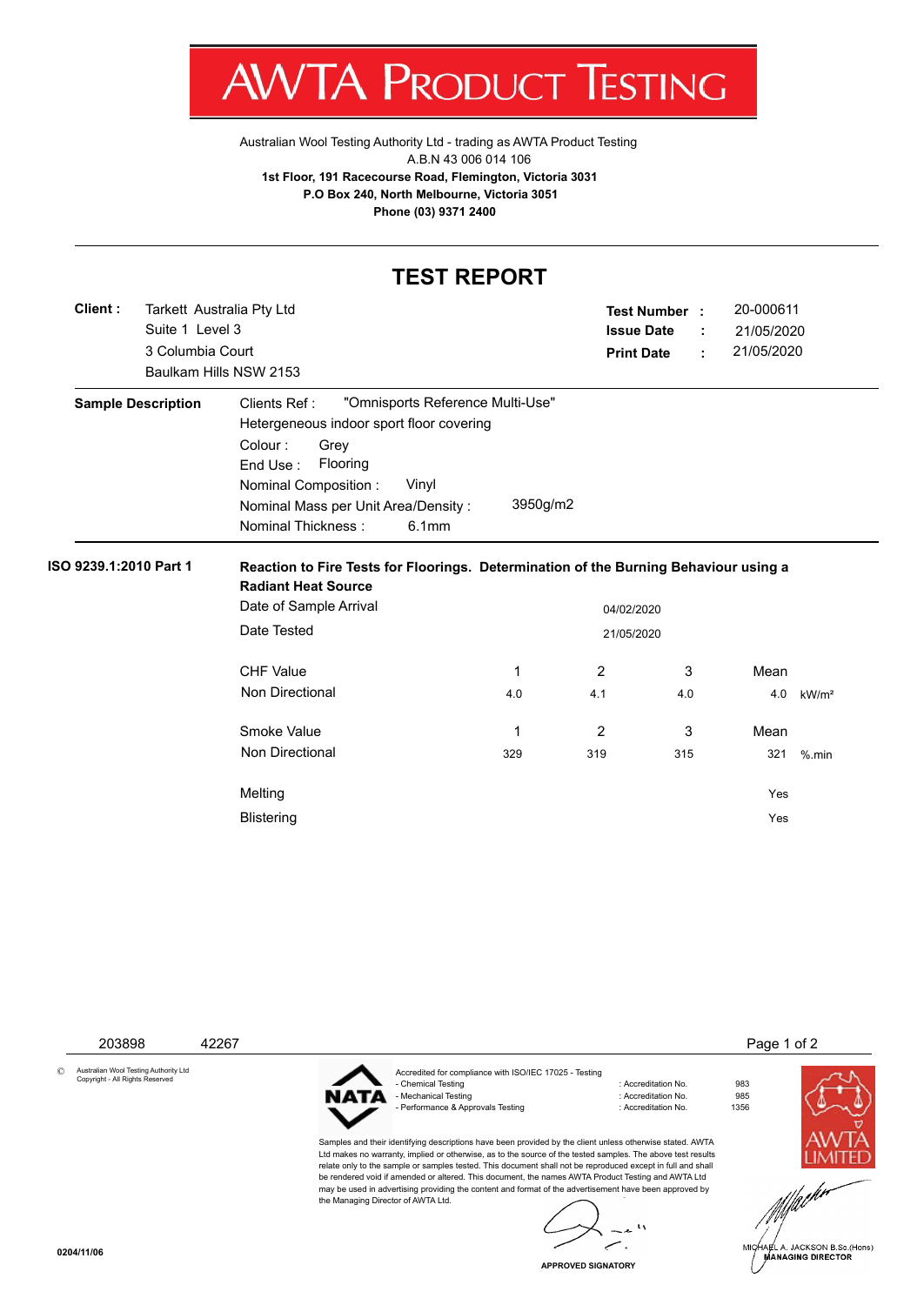# AWTA PRODUCT TESTING

Australian Wool Testing Authority Ltd - trading as AWTA Product Testing
A.B.N 43 006 014 106
**1st Floor, 191 Racecourse Road, Flemington, Victoria 3031**
**P.O Box 240, North Melbourne, Victoria 3051**
**Phone (03) 9371 2400**

---

## TEST REPORT

**Client :** Tarkett Australia Pty Ltd
Suite 1 Level 3
3 Columbia Court
Baulkam Hills NSW 2153

**Test Number :** 20-000611
**Issue Date :** 21/05/2020
**Print Date :** 21/05/2020

---

**Sample Description**

Clients Ref : "Omnisports Reference Multi-Use"
Hetergeneous indoor sport floor covering
Colour : Grey
End Use : Flooring
Nominal Composition : Vinyl
Nominal Mass per Unit Area/Density : 3950g/m2
Nominal Thickness : 6.1mm

---

**ISO 9239.1:2010 Part 1**

**Reaction to Fire Tests for Floorings. Determination of the Burning Behaviour using a Radiant Heat Source**

Date of Sample Arrival: 04/02/2020
Date Tested: 21/05/2020

| CHF Value | 1 | 2 | 3 | Mean | |
|---|---|---|---|---|---|
| Non Directional | 4.0 | 4.1 | 4.0 | 4.0 | kW/m² |

| Smoke Value | 1 | 2 | 3 | Mean | |
|---|---|---|---|---|---|
| Non Directional | 329 | 319 | 315 | 321 | %.min |

Melting: Yes
Blistering: Yes

203898 42267

© Australian Wool Testing Authority Ltd Copyright - All Rights Reserved

Accredited for compliance with ISO/IEC 17025 - Testing
- Chemical Testing : Accreditation No. 983
- Mechanical Testing : Accreditation No. 985
- Performance & Approvals Testing : Accreditation No. 1356

Samples and their identifying descriptions have been provided by the client unless otherwise stated. AWTA Ltd makes no warranty, implied or otherwise, as to the source of the tested samples. The above test results relate only to the sample or samples tested. This document shall not be reproduced except in full and shall be rendered void if amended or altered. This document, the names AWTA Product Testing and AWTA Ltd may be used in advertising providing the content and format of the advertisement have been approved by the Managing Director of AWTA Ltd.

APPROVED SIGNATORY

MICHAEL A. JACKSON B.Sc.(Hons)
MANAGING DIRECTOR

0204/11/06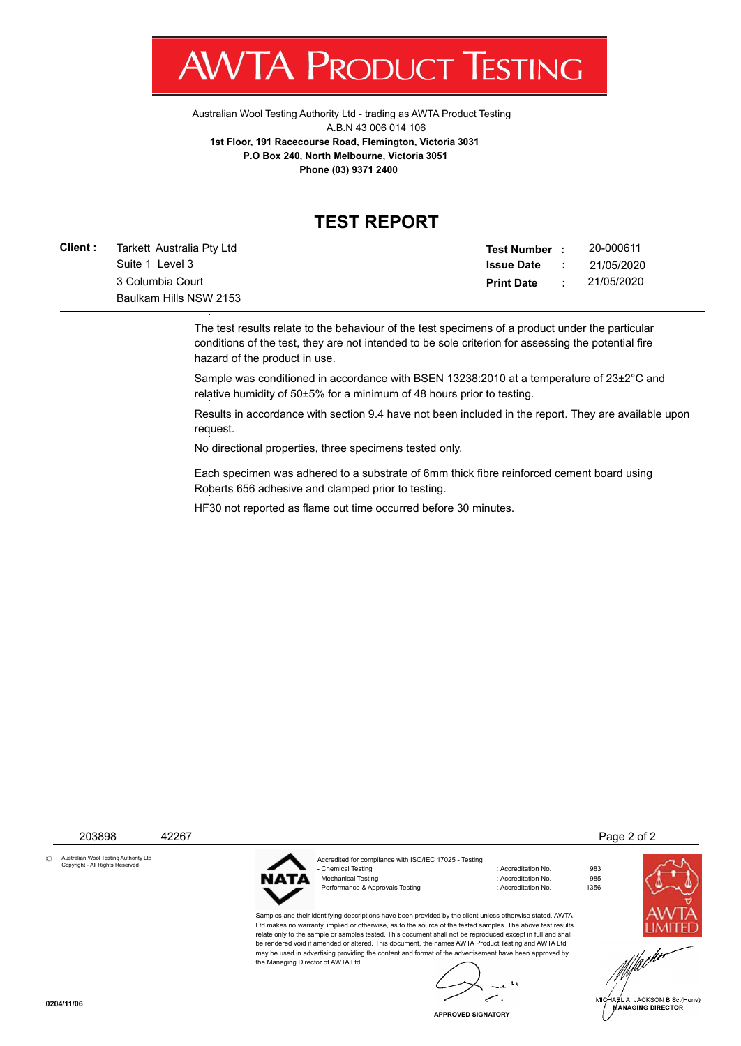# AWTA PRODUCT TESTING

Australian Wool Testing Authority Ltd - trading as AWTA Product Testing
A.B.N 43 006 014 106
**1st Floor, 191 Racecourse Road, Flemington, Victoria 3031**
**P.O Box 240, North Melbourne, Victoria 3051**
**Phone (03) 9371 2400**

## TEST REPORT

**Client :** Tarkett Australia Pty Ltd
Suite 1 Level 3
3 Columbia Court
Baulkam Hills NSW 2153

**Test Number :** 20-000611
**Issue Date :** 21/05/2020
**Print Date :** 21/05/2020

The test results relate to the behaviour of the test specimens of a product under the particular conditions of the test, they are not intended to be sole criterion for assessing the potential fire hazard of the product in use.

Sample was conditioned in accordance with BSEN 13238:2010 at a temperature of 23±2°C and relative humidity of 50±5% for a minimum of 48 hours prior to testing.

Results in accordance with section 9.4 have not been included in the report. They are available upon request.

No directional properties, three specimens tested only.

Each specimen was adhered to a substrate of 6mm thick fibre reinforced cement board using Roberts 656 adhesive and clamped prior to testing.

HF30 not reported as flame out time occurred before 30 minutes.

203898 42267

© Australian Wool Testing Authority Ltd
Copyright - All Rights Reserved

Accredited for compliance with ISO/IEC 17025 - Testing

| | | |
|---|---|---|
| - Chemical Testing | : Accreditation No. | 983 |
| - Mechanical Testing | : Accreditation No. | 985 |
| - Performance & Approvals Testing | : Accreditation No. | 1356 |

Samples and their identifying descriptions have been provided by the client unless otherwise stated. AWTA Ltd makes no warranty, implied or otherwise, as to the source of the tested samples. The above test results relate only to the sample or samples tested. This document shall not be reproduced except in full and shall be rendered void if amended or altered. This document, the names AWTA Product Testing and AWTA Ltd may be used in advertising providing the content and format of the advertisement have been approved by the Managing Director of AWTA Ltd.

APPROVED SIGNATORY

MICHAEL A. JACKSON B.Sc.(Hons)
MANAGING DIRECTOR

0204/11/06